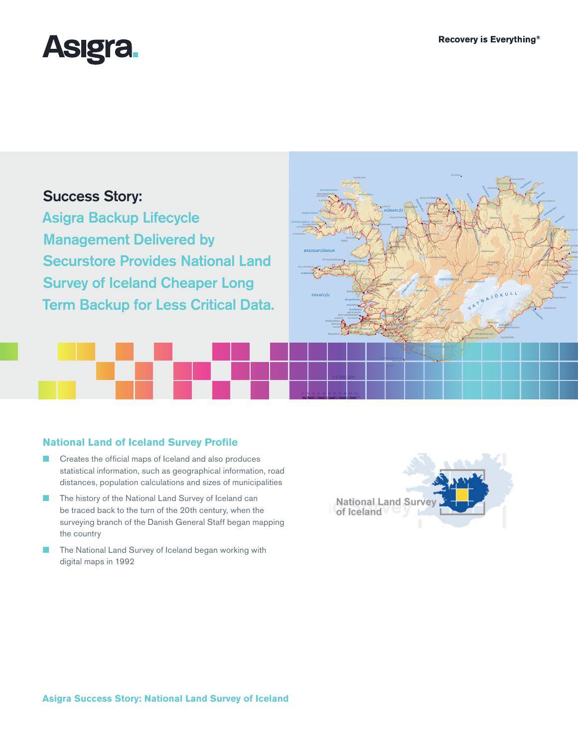Asigra.

Recovery is Everything®

# Success Story:

## Asigra Backup Lifecycle Management Delivered by Securstore Provides National Land Survey of Iceland Cheaper Long Term Backup for Less Critical Data.

### National Land of Iceland Survey Profile

- Creates the official maps of Iceland and also produces statistical information, such as geographical information, road distances, population calculations and sizes of municipalities
- The history of the National Land Survey of Iceland can be traced back to the turn of the 20th century, when the surveying branch of the Danish General Staff began mapping the country
- The National Land Survey of Iceland began working with digital maps in 1992

National Land Survey of Iceland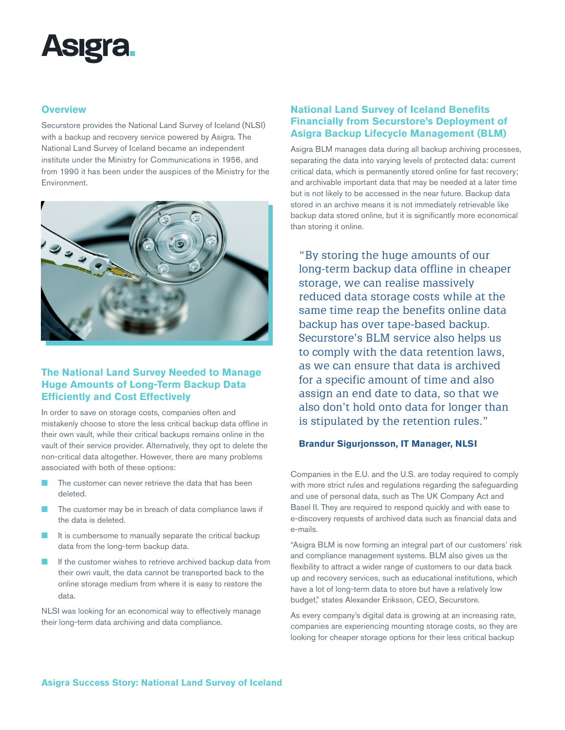## Overview

Securstore provides the National Land Survey of Iceland (NLSI) with a backup and recovery service powered by Asigra. The National Land Survey of Iceland became an independent institute under the Ministry for Communications in 1956, and from 1990 it has been under the auspices of the Ministry for the Environment.

## The National Land Survey Needed to Manage Huge Amounts of Long-Term Backup Data Efficiently and Cost Effectively

In order to save on storage costs, companies often and mistakenly choose to store the less critical backup data offline in their own vault, while their critical backups remains online in the vault of their service provider. Alternatively, they opt to delete the non-critical data altogether. However, there are many problems associated with both of these options:

- The customer can never retrieve the data that has been deleted.
- The customer may be in breach of data compliance laws if the data is deleted.
- It is cumbersome to manually separate the critical backup data from the long-term backup data.
- If the customer wishes to retrieve archived backup data from their own vault, the data cannot be transported back to the online storage medium from where it is easy to restore the data.

NLSI was looking for an economical way to effectively manage their long-term data archiving and data compliance.

## National Land Survey of Iceland Benefits Financially from Securstore's Deployment of Asigra Backup Lifecycle Management (BLM)

Asigra BLM manages data during all backup archiving processes, separating the data into varying levels of protected data: current critical data, which is permanently stored online for fast recovery; and archivable important data that may be needed at a later time but is not likely to be accessed in the near future. Backup data stored in an archive means it is not immediately retrievable like backup data stored online, but it is significantly more economical than storing it online.

> "By storing the huge amounts of our long-term backup data offline in cheaper storage, we can realise massively reduced data storage costs while at the same time reap the benefits online data backup has over tape-based backup. Securstore's BLM service also helps us to comply with the data retention laws, as we can ensure that data is archived for a specific amount of time and also assign an end date to data, so that we also don't hold onto data for longer than is stipulated by the retention rules."
>
> **Brandur Sigurjonsson, IT Manager, NLSI**

Companies in the E.U. and the U.S. are today required to comply with more strict rules and regulations regarding the safeguarding and use of personal data, such as The UK Company Act and Basel II. They are required to respond quickly and with ease to e-discovery requests of archived data such as financial data and e-mails.

"Asigra BLM is now forming an integral part of our customers' risk and compliance management systems. BLM also gives us the flexibility to attract a wider range of customers to our data back up and recovery services, such as educational institutions, which have a lot of long-term data to store but have a relatively low budget," states Alexander Eriksson, CEO, Securstore.

As every company's digital data is growing at an increasing rate, companies are experiencing mounting storage costs, so they are looking for cheaper storage options for their less critical backup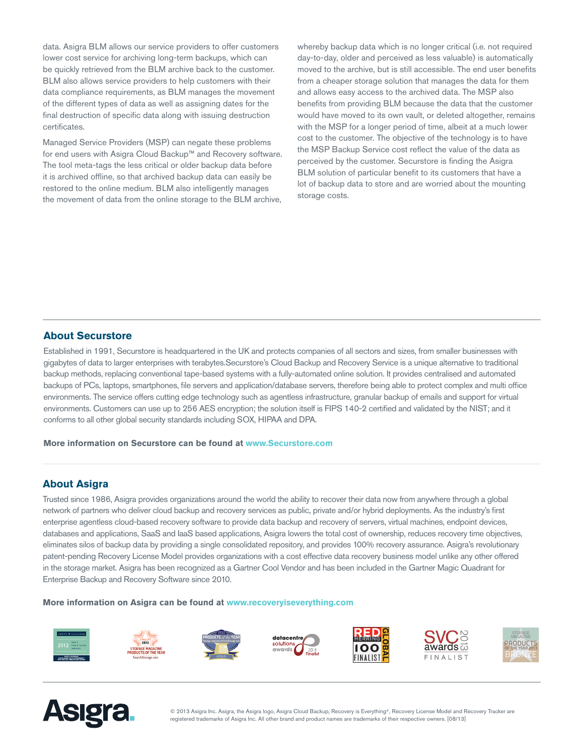data. Asigra BLM allows our service providers to offer customers lower cost service for archiving long-term backups, which can be quickly retrieved from the BLM archive back to the customer. BLM also allows service providers to help customers with their data compliance requirements, as BLM manages the movement of the different types of data as well as assigning dates for the final destruction of specific data along with issuing destruction certificates.

Managed Service Providers (MSP) can negate these problems for end users with Asigra Cloud Backup™ and Recovery software. The tool meta-tags the less critical or older backup data before it is archived offline, so that archived backup data can easily be restored to the online medium. BLM also intelligently manages the movement of data from the online storage to the BLM archive, whereby backup data which is no longer critical (i.e. not required day-to-day, older and perceived as less valuable) is automatically moved to the archive, but is still accessible. The end user benefits from a cheaper storage solution that manages the data for them and allows easy access to the archived data. The MSP also benefits from providing BLM because the data that the customer would have moved to its own vault, or deleted altogether, remains with the MSP for a longer period of time, albeit at a much lower cost to the customer. The objective of the technology is to have the MSP Backup Service cost reflect the value of the data as perceived by the customer. Securstore is finding the Asigra BLM solution of particular benefit to its customers that have a lot of backup data to store and are worried about the mounting storage costs.

## About Securstore

Established in 1991, Securstore is headquartered in the UK and protects companies of all sectors and sizes, from smaller businesses with gigabytes of data to larger enterprises with terabytes.Securstore's Cloud Backup and Recovery Service is a unique alternative to traditional backup methods, replacing conventional tape-based systems with a fully-automated online solution. It provides centralised and automated backups of PCs, laptops, smartphones, file servers and application/database servers, therefore being able to protect complex and multi office environments. The service offers cutting edge technology such as agentless infrastructure, granular backup of emails and support for virtual environments. Customers can use up to 256 AES encryption; the solution itself is FIPS 140-2 certified and validated by the NIST; and it conforms to all other global security standards including SOX, HIPAA and DPA.

**More information on Securstore can be found at www.Securstore.com**

## About Asigra

Trusted since 1986, Asigra provides organizations around the world the ability to recover their data now from anywhere through a global network of partners who deliver cloud backup and recovery services as public, private and/or hybrid deployments. As the industry's first enterprise agentless cloud-based recovery software to provide data backup and recovery of servers, virtual machines, endpoint devices, databases and applications, SaaS and IaaS based applications, Asigra lowers the total cost of ownership, reduces recovery time objectives, eliminates silos of backup data by providing a single consolidated repository, and provides 100% recovery assurance. Asigra's revolutionary patent-pending Recovery License Model provides organizations with a cost effective data recovery business model unlike any other offered in the storage market. Asigra has been recognized as a Gartner Cool Vendor and has been included in the Gartner Magic Quadrant for Enterprise Backup and Recovery Software since 2010.

**More information on Asigra can be found at www.recoveryiseverything.com**

Asigra.

© 2013 Asigra Inc. Asigra, the Asigra logo, Asigra Cloud Backup, Recovery is Everything®, Recovery License Model and Recovery Tracker are registered trademarks of Asigra Inc. All other brand and product names are trademarks of their respective owners. [08/13]